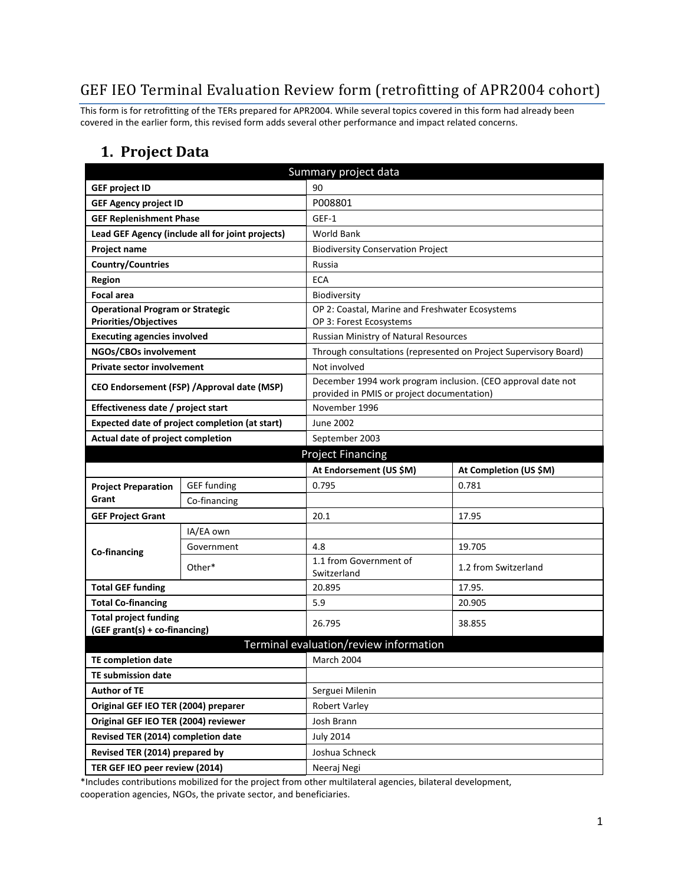# GEF IEO Terminal Evaluation Review form (retrofitting of APR2004 cohort)

This form is for retrofitting of the TERs prepared for APR2004. While several topics covered in this form had already been covered in the earlier form, this revised form adds several other performance and impact related concerns.

## 1. Project Data

| Summary project data | | | |
|---|---|---|---|
| **GEF project ID** | | 90 | |
| **GEF Agency project ID** | | P008801 | |
| **GEF Replenishment Phase** | | GEF-1 | |
| **Lead GEF Agency (include all for joint projects)** | | World Bank | |
| **Project name** | | Biodiversity Conservation Project | |
| **Country/Countries** | | Russia | |
| **Region** | | ECA | |
| **Focal area** | | Biodiversity | |
| **Operational Program or Strategic Priorities/Objectives** | | OP 2: Coastal, Marine and Freshwater Ecosystems<br>OP 3: Forest Ecosystems | |
| **Executing agencies involved** | | Russian Ministry of Natural Resources | |
| **NGOs/CBOs involvement** | | Through consultations (represented on Project Supervisory Board) | |
| **Private sector involvement** | | Not involved | |
| **CEO Endorsement (FSP) /Approval date (MSP)** | | December 1994 work program inclusion. (CEO approval date not provided in PMIS or project documentation) | |
| **Effectiveness date / project start** | | November 1996 | |
| **Expected date of project completion (at start)** | | June 2002 | |
| **Actual date of project completion** | | September 2003 | |
| **Project Financing** | | | |
| | | **At Endorsement (US $M)** | **At Completion (US $M)** |
| **Project Preparation Grant** | GEF funding | 0.795 | 0.781 |
| | Co-financing | | |
| **GEF Project Grant** | | 20.1 | 17.95 |
| **Co-financing** | IA/EA own | | |
| | Government | 4.8 | 19.705 |
| | Other* | 1.1 from Government of Switzerland | 1.2 from Switzerland |
| **Total GEF funding** | | 20.895 | 17.95. |
| **Total Co-financing** | | 5.9 | 20.905 |
| **Total project funding (GEF grant(s) + co-financing)** | | 26.795 | 38.855 |
| **Terminal evaluation/review information** | | | |
| **TE completion date** | | March 2004 | |
| **TE submission date** | | | |
| **Author of TE** | | Serguei Milenin | |
| **Original GEF IEO TER (2004) preparer** | | Robert Varley | |
| **Original GEF IEO TER (2004) reviewer** | | Josh Brann | |
| **Revised TER (2014) completion date** | | July 2014 | |
| **Revised TER (2014) prepared by** | | Joshua Schneck | |
| **TER GEF IEO peer review (2014)** | | Neeraj Negi | |

*Includes contributions mobilized for the project from other multilateral agencies, bilateral development, cooperation agencies, NGOs, the private sector, and beneficiaries.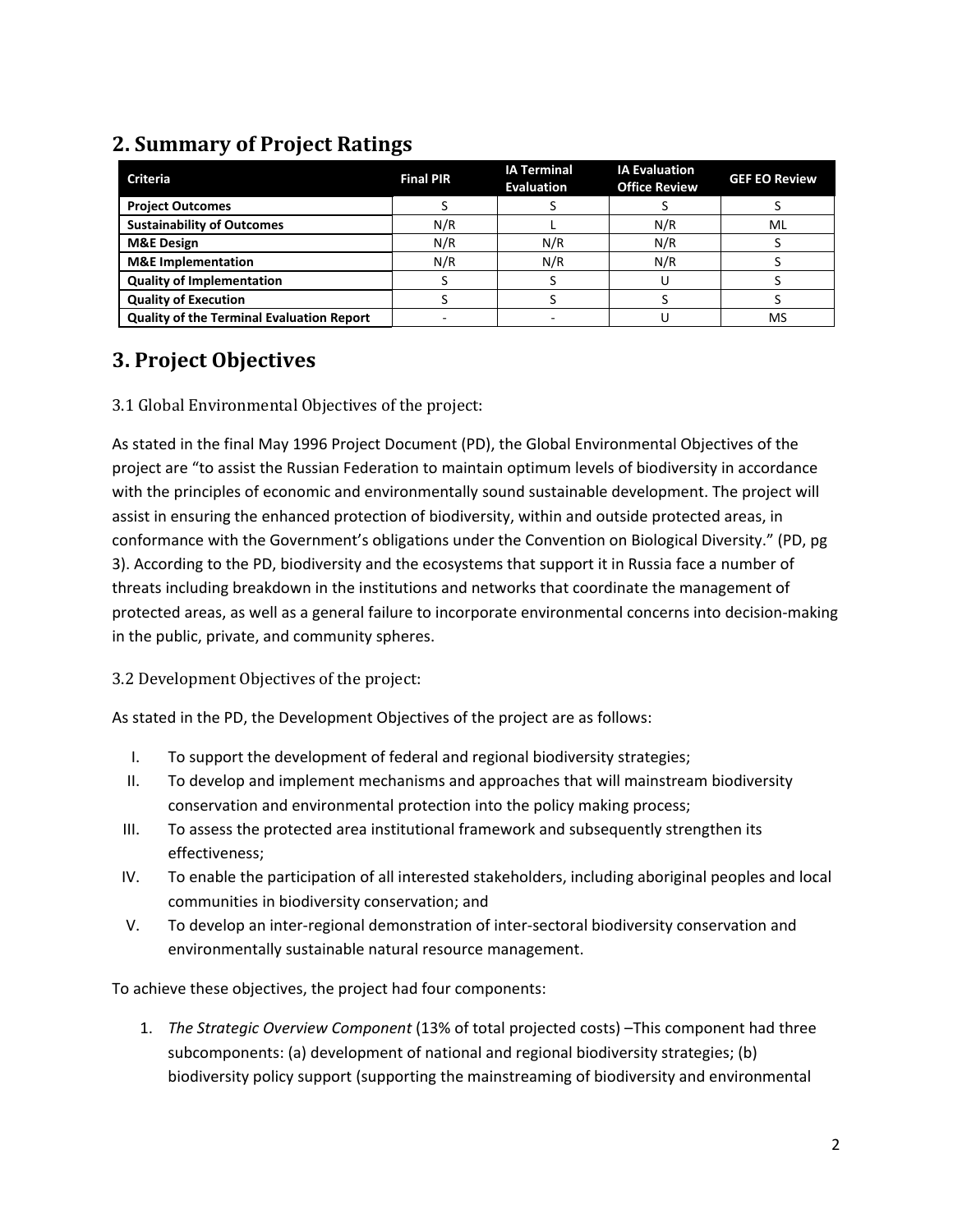## 2. Summary of Project Ratings

| Criteria | Final PIR | IA Terminal Evaluation | IA Evaluation Office Review | GEF EO Review |
|---|---|---|---|---|
| **Project Outcomes** | S | S | S | S |
| **Sustainability of Outcomes** | N/R | L | N/R | ML |
| **M&E Design** | N/R | N/R | N/R | S |
| **M&E Implementation** | N/R | N/R | N/R | S |
| **Quality of Implementation** | S | S | U | S |
| **Quality of Execution** | S | S | S | S |
| **Quality of the Terminal Evaluation Report** | - | - | U | MS |

## 3. Project Objectives

### 3.1 Global Environmental Objectives of the project:

As stated in the final May 1996 Project Document (PD), the Global Environmental Objectives of the project are "to assist the Russian Federation to maintain optimum levels of biodiversity in accordance with the principles of economic and environmentally sound sustainable development. The project will assist in ensuring the enhanced protection of biodiversity, within and outside protected areas, in conformance with the Government's obligations under the Convention on Biological Diversity." (PD, pg 3). According to the PD, biodiversity and the ecosystems that support it in Russia face a number of threats including breakdown in the institutions and networks that coordinate the management of protected areas, as well as a general failure to incorporate environmental concerns into decision-making in the public, private, and community spheres.

### 3.2 Development Objectives of the project:

As stated in the PD, the Development Objectives of the project are as follows:

I. To support the development of federal and regional biodiversity strategies;
II. To develop and implement mechanisms and approaches that will mainstream biodiversity conservation and environmental protection into the policy making process;
III. To assess the protected area institutional framework and subsequently strengthen its effectiveness;
IV. To enable the participation of all interested stakeholders, including aboriginal peoples and local communities in biodiversity conservation; and
V. To develop an inter-regional demonstration of inter-sectoral biodiversity conservation and environmentally sustainable natural resource management.

To achieve these objectives, the project had four components:

1. *The Strategic Overview Component* (13% of total projected costs) –This component had three subcomponents: (a) development of national and regional biodiversity strategies; (b) biodiversity policy support (supporting the mainstreaming of biodiversity and environmental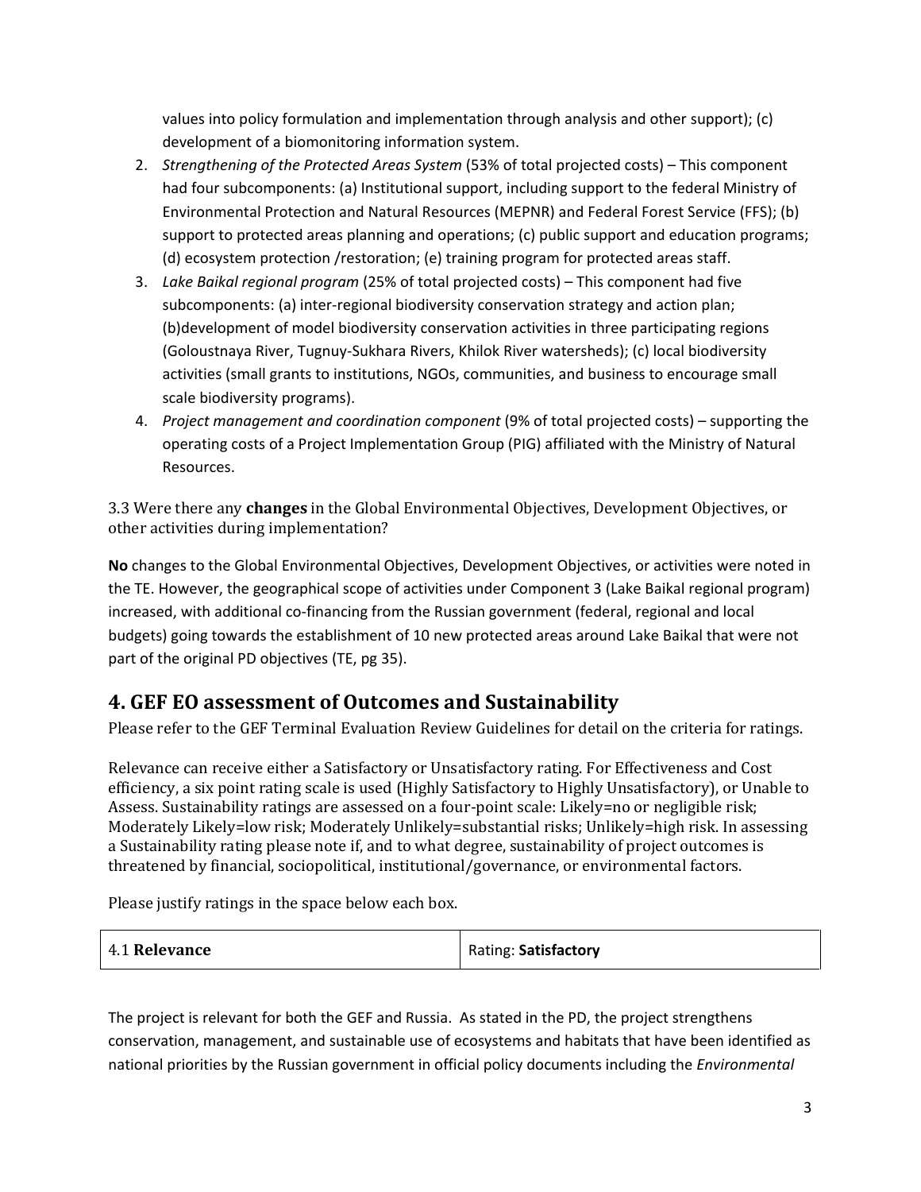values into policy formulation and implementation through analysis and other support); (c) development of a biomonitoring information system.

2. *Strengthening of the Protected Areas System* (53% of total projected costs) – This component had four subcomponents: (a) Institutional support, including support to the federal Ministry of Environmental Protection and Natural Resources (MEPNR) and Federal Forest Service (FFS); (b) support to protected areas planning and operations; (c) public support and education programs; (d) ecosystem protection /restoration; (e) training program for protected areas staff.
3. *Lake Baikal regional program* (25% of total projected costs) – This component had five subcomponents: (a) inter-regional biodiversity conservation strategy and action plan; (b)development of model biodiversity conservation activities in three participating regions (Goloustnaya River, Tugnuy-Sukhara Rivers, Khilok River watersheds); (c) local biodiversity activities (small grants to institutions, NGOs, communities, and business to encourage small scale biodiversity programs).
4. *Project management and coordination component* (9% of total projected costs) – supporting the operating costs of a Project Implementation Group (PIG) affiliated with the Ministry of Natural Resources.

3.3 Were there any **changes** in the Global Environmental Objectives, Development Objectives, or other activities during implementation?

**No** changes to the Global Environmental Objectives, Development Objectives, or activities were noted in the TE. However, the geographical scope of activities under Component 3 (Lake Baikal regional program) increased, with additional co-financing from the Russian government (federal, regional and local budgets) going towards the establishment of 10 new protected areas around Lake Baikal that were not part of the original PD objectives (TE, pg 35).

## 4. GEF EO assessment of Outcomes and Sustainability

Please refer to the GEF Terminal Evaluation Review Guidelines for detail on the criteria for ratings.

Relevance can receive either a Satisfactory or Unsatisfactory rating. For Effectiveness and Cost efficiency, a six point rating scale is used (Highly Satisfactory to Highly Unsatisfactory), or Unable to Assess. Sustainability ratings are assessed on a four-point scale: Likely=no or negligible risk; Moderately Likely=low risk; Moderately Unlikely=substantial risks; Unlikely=high risk. In assessing a Sustainability rating please note if, and to what degree, sustainability of project outcomes is threatened by financial, sociopolitical, institutional/governance, or environmental factors.

Please justify ratings in the space below each box.

| 4.1 **Relevance** | Rating: **Satisfactory** |
|---|---|

The project is relevant for both the GEF and Russia. As stated in the PD, the project strengthens conservation, management, and sustainable use of ecosystems and habitats that have been identified as national priorities by the Russian government in official policy documents including the *Environmental*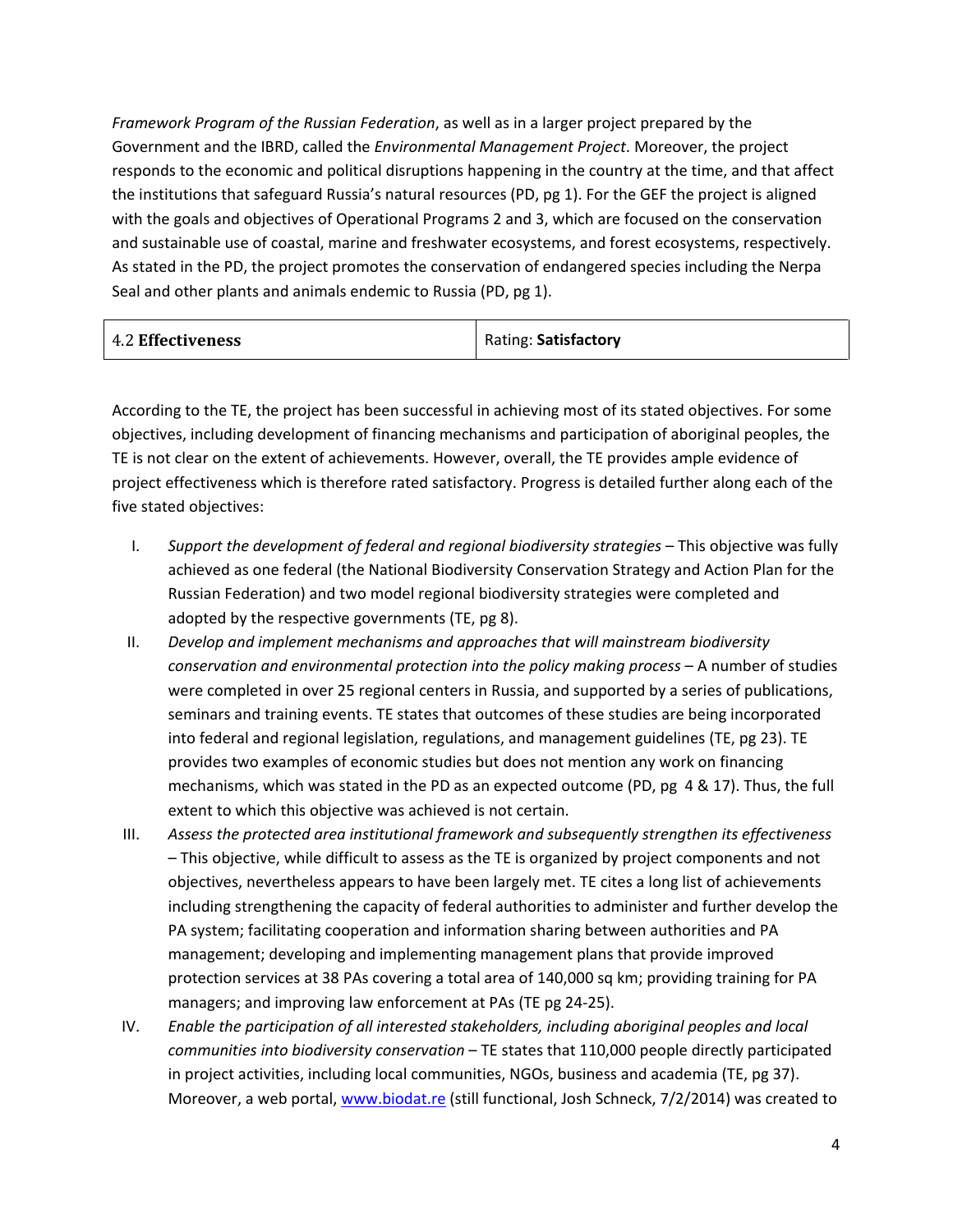*Framework Program of the Russian Federation*, as well as in a larger project prepared by the Government and the IBRD, called the *Environmental Management Project*. Moreover, the project responds to the economic and political disruptions happening in the country at the time, and that affect the institutions that safeguard Russia's natural resources (PD, pg 1). For the GEF the project is aligned with the goals and objectives of Operational Programs 2 and 3, which are focused on the conservation and sustainable use of coastal, marine and freshwater ecosystems, and forest ecosystems, respectively. As stated in the PD, the project promotes the conservation of endangered species including the Nerpa Seal and other plants and animals endemic to Russia (PD, pg 1).

| 4.2 **Effectiveness** | Rating: **Satisfactory** |
|---|---|

According to the TE, the project has been successful in achieving most of its stated objectives. For some objectives, including development of financing mechanisms and participation of aboriginal peoples, the TE is not clear on the extent of achievements. However, overall, the TE provides ample evidence of project effectiveness which is therefore rated satisfactory. Progress is detailed further along each of the five stated objectives:

I. *Support the development of federal and regional biodiversity strategies* – This objective was fully achieved as one federal (the National Biodiversity Conservation Strategy and Action Plan for the Russian Federation) and two model regional biodiversity strategies were completed and adopted by the respective governments (TE, pg 8).

II. *Develop and implement mechanisms and approaches that will mainstream biodiversity conservation and environmental protection into the policy making process* – A number of studies were completed in over 25 regional centers in Russia, and supported by a series of publications, seminars and training events. TE states that outcomes of these studies are being incorporated into federal and regional legislation, regulations, and management guidelines (TE, pg 23). TE provides two examples of economic studies but does not mention any work on financing mechanisms, which was stated in the PD as an expected outcome (PD, pg 4 & 17). Thus, the full extent to which this objective was achieved is not certain.

III. *Assess the protected area institutional framework and subsequently strengthen its effectiveness* – This objective, while difficult to assess as the TE is organized by project components and not objectives, nevertheless appears to have been largely met. TE cites a long list of achievements including strengthening the capacity of federal authorities to administer and further develop the PA system; facilitating cooperation and information sharing between authorities and PA management; developing and implementing management plans that provide improved protection services at 38 PAs covering a total area of 140,000 sq km; providing training for PA managers; and improving law enforcement at PAs (TE pg 24-25).

IV. *Enable the participation of all interested stakeholders, including aboriginal peoples and local communities into biodiversity conservation* – TE states that 110,000 people directly participated in project activities, including local communities, NGOs, business and academia (TE, pg 37). Moreover, a web portal, www.biodat.re (still functional, Josh Schneck, 7/2/2014) was created to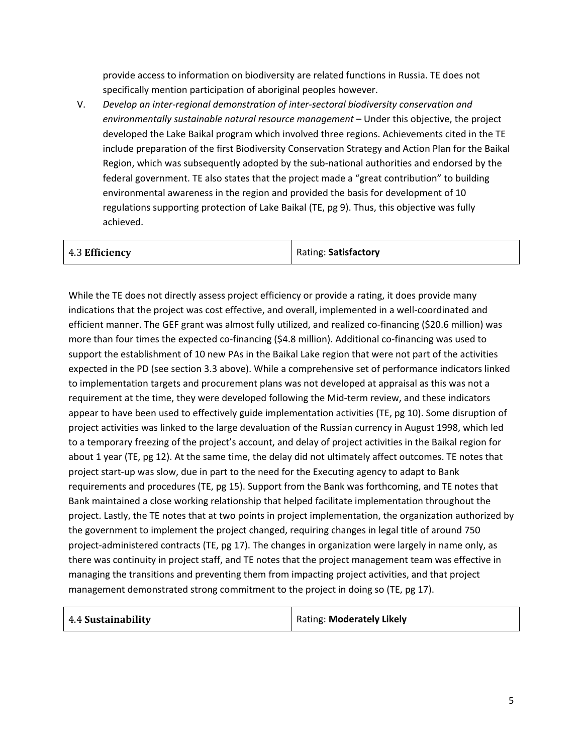provide access to information on biodiversity are related functions in Russia. TE does not specifically mention participation of aboriginal peoples however.

V. *Develop an inter-regional demonstration of inter-sectoral biodiversity conservation and environmentally sustainable natural resource management* – Under this objective, the project developed the Lake Baikal program which involved three regions. Achievements cited in the TE include preparation of the first Biodiversity Conservation Strategy and Action Plan for the Baikal Region, which was subsequently adopted by the sub-national authorities and endorsed by the federal government. TE also states that the project made a "great contribution" to building environmental awareness in the region and provided the basis for development of 10 regulations supporting protection of Lake Baikal (TE, pg 9). Thus, this objective was fully achieved.

| 4.3 **Efficiency** | Rating: **Satisfactory** |
|---|---|

While the TE does not directly assess project efficiency or provide a rating, it does provide many indications that the project was cost effective, and overall, implemented in a well-coordinated and efficient manner. The GEF grant was almost fully utilized, and realized co-financing ($20.6 million) was more than four times the expected co-financing ($4.8 million). Additional co-financing was used to support the establishment of 10 new PAs in the Baikal Lake region that were not part of the activities expected in the PD (see section 3.3 above). While a comprehensive set of performance indicators linked to implementation targets and procurement plans was not developed at appraisal as this was not a requirement at the time, they were developed following the Mid-term review, and these indicators appear to have been used to effectively guide implementation activities (TE, pg 10). Some disruption of project activities was linked to the large devaluation of the Russian currency in August 1998, which led to a temporary freezing of the project's account, and delay of project activities in the Baikal region for about 1 year (TE, pg 12). At the same time, the delay did not ultimately affect outcomes. TE notes that project start-up was slow, due in part to the need for the Executing agency to adapt to Bank requirements and procedures (TE, pg 15). Support from the Bank was forthcoming, and TE notes that Bank maintained a close working relationship that helped facilitate implementation throughout the project. Lastly, the TE notes that at two points in project implementation, the organization authorized by the government to implement the project changed, requiring changes in legal title of around 750 project-administered contracts (TE, pg 17). The changes in organization were largely in name only, as there was continuity in project staff, and TE notes that the project management team was effective in managing the transitions and preventing them from impacting project activities, and that project management demonstrated strong commitment to the project in doing so (TE, pg 17).

| 4.4 **Sustainability** | Rating: **Moderately Likely** |
|---|---|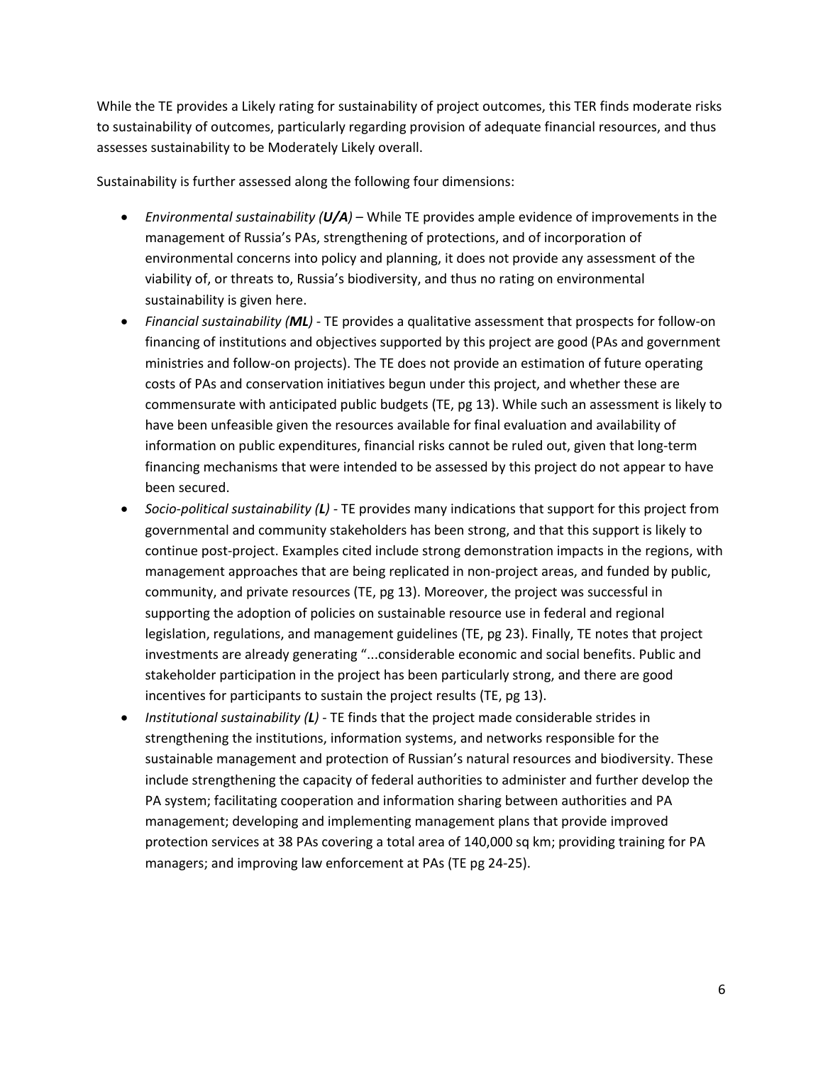While the TE provides a Likely rating for sustainability of project outcomes, this TER finds moderate risks to sustainability of outcomes, particularly regarding provision of adequate financial resources, and thus assesses sustainability to be Moderately Likely overall.

Sustainability is further assessed along the following four dimensions:

- *Environmental sustainability (**U/A**)* – While TE provides ample evidence of improvements in the management of Russia's PAs, strengthening of protections, and of incorporation of environmental concerns into policy and planning, it does not provide any assessment of the viability of, or threats to, Russia's biodiversity, and thus no rating on environmental sustainability is given here.
- *Financial sustainability (**ML**)* - TE provides a qualitative assessment that prospects for follow-on financing of institutions and objectives supported by this project are good (PAs and government ministries and follow-on projects). The TE does not provide an estimation of future operating costs of PAs and conservation initiatives begun under this project, and whether these are commensurate with anticipated public budgets (TE, pg 13). While such an assessment is likely to have been unfeasible given the resources available for final evaluation and availability of information on public expenditures, financial risks cannot be ruled out, given that long-term financing mechanisms that were intended to be assessed by this project do not appear to have been secured.
- *Socio-political sustainability (**L**)* - TE provides many indications that support for this project from governmental and community stakeholders has been strong, and that this support is likely to continue post-project. Examples cited include strong demonstration impacts in the regions, with management approaches that are being replicated in non-project areas, and funded by public, community, and private resources (TE, pg 13). Moreover, the project was successful in supporting the adoption of policies on sustainable resource use in federal and regional legislation, regulations, and management guidelines (TE, pg 23). Finally, TE notes that project investments are already generating "...considerable economic and social benefits. Public and stakeholder participation in the project has been particularly strong, and there are good incentives for participants to sustain the project results (TE, pg 13).
- *Institutional sustainability (**L**)* - TE finds that the project made considerable strides in strengthening the institutions, information systems, and networks responsible for the sustainable management and protection of Russian's natural resources and biodiversity. These include strengthening the capacity of federal authorities to administer and further develop the PA system; facilitating cooperation and information sharing between authorities and PA management; developing and implementing management plans that provide improved protection services at 38 PAs covering a total area of 140,000 sq km; providing training for PA managers; and improving law enforcement at PAs (TE pg 24-25).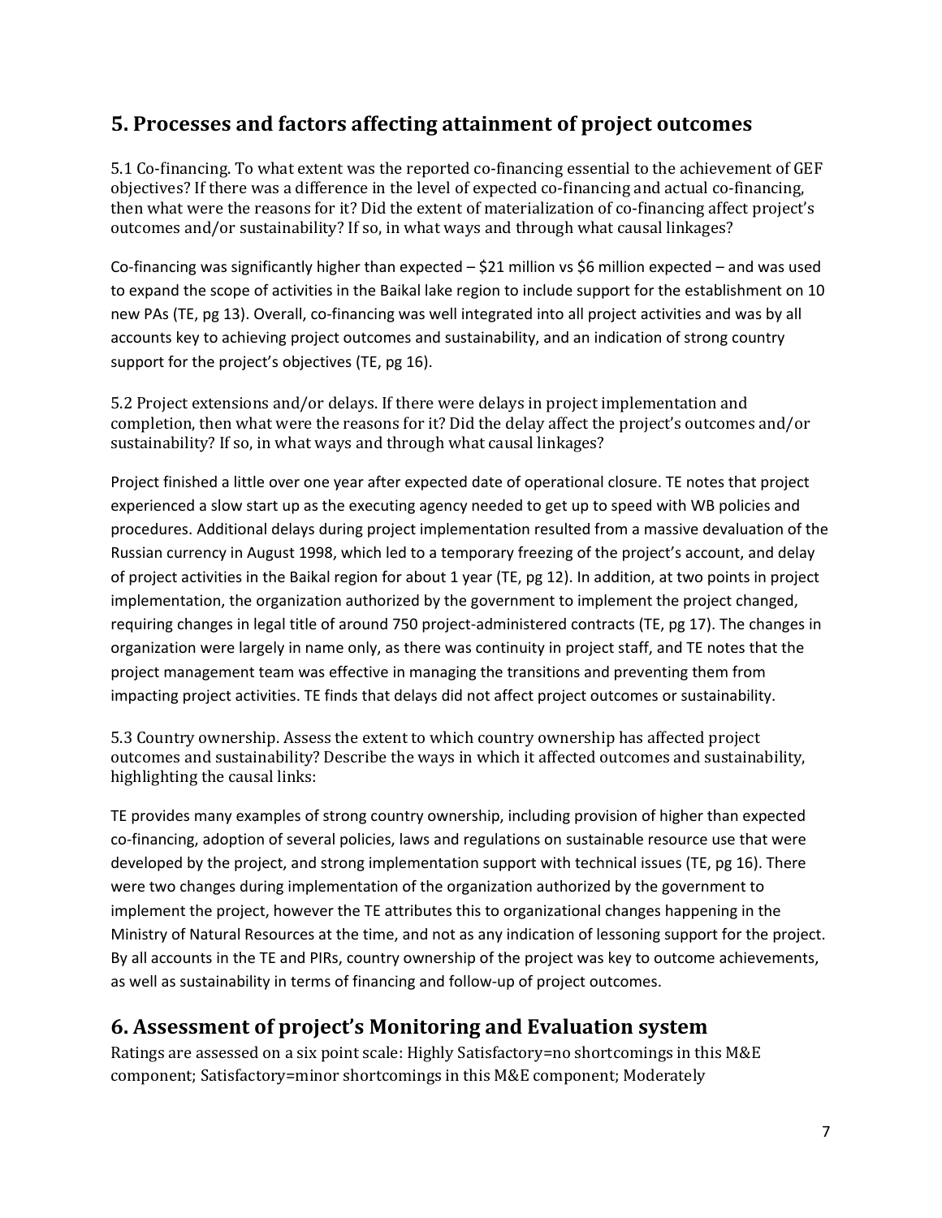## 5. Processes and factors affecting attainment of project outcomes

5.1 Co-financing. To what extent was the reported co-financing essential to the achievement of GEF objectives? If there was a difference in the level of expected co-financing and actual co-financing, then what were the reasons for it? Did the extent of materialization of co-financing affect project's outcomes and/or sustainability? If so, in what ways and through what causal linkages?

Co-financing was significantly higher than expected – $21 million vs $6 million expected – and was used to expand the scope of activities in the Baikal lake region to include support for the establishment on 10 new PAs (TE, pg 13). Overall, co-financing was well integrated into all project activities and was by all accounts key to achieving project outcomes and sustainability, and an indication of strong country support for the project's objectives (TE, pg 16).

5.2 Project extensions and/or delays. If there were delays in project implementation and completion, then what were the reasons for it? Did the delay affect the project's outcomes and/or sustainability? If so, in what ways and through what causal linkages?

Project finished a little over one year after expected date of operational closure. TE notes that project experienced a slow start up as the executing agency needed to get up to speed with WB policies and procedures. Additional delays during project implementation resulted from a massive devaluation of the Russian currency in August 1998, which led to a temporary freezing of the project's account, and delay of project activities in the Baikal region for about 1 year (TE, pg 12). In addition, at two points in project implementation, the organization authorized by the government to implement the project changed, requiring changes in legal title of around 750 project-administered contracts (TE, pg 17). The changes in organization were largely in name only, as there was continuity in project staff, and TE notes that the project management team was effective in managing the transitions and preventing them from impacting project activities. TE finds that delays did not affect project outcomes or sustainability.

5.3 Country ownership. Assess the extent to which country ownership has affected project outcomes and sustainability? Describe the ways in which it affected outcomes and sustainability, highlighting the causal links:

TE provides many examples of strong country ownership, including provision of higher than expected co-financing, adoption of several policies, laws and regulations on sustainable resource use that were developed by the project, and strong implementation support with technical issues (TE, pg 16). There were two changes during implementation of the organization authorized by the government to implement the project, however the TE attributes this to organizational changes happening in the Ministry of Natural Resources at the time, and not as any indication of lessoning support for the project. By all accounts in the TE and PIRs, country ownership of the project was key to outcome achievements, as well as sustainability in terms of financing and follow-up of project outcomes.

## 6. Assessment of project's Monitoring and Evaluation system

Ratings are assessed on a six point scale: Highly Satisfactory=no shortcomings in this M&E component; Satisfactory=minor shortcomings in this M&E component; Moderately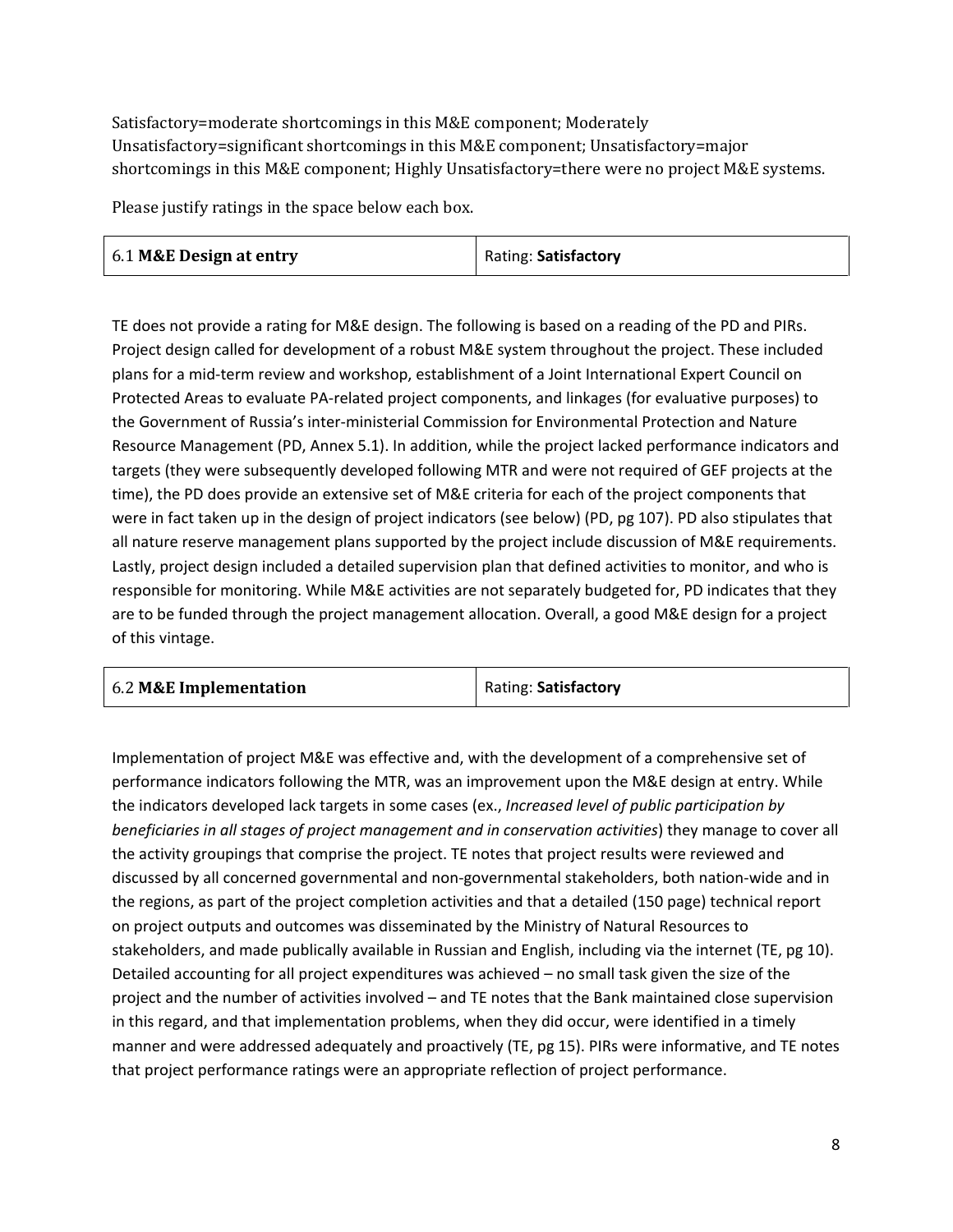Satisfactory=moderate shortcomings in this M&E component; Moderately Unsatisfactory=significant shortcomings in this M&E component; Unsatisfactory=major shortcomings in this M&E component; Highly Unsatisfactory=there were no project M&E systems.

Please justify ratings in the space below each box.

| 6.1 **M&E Design at entry** | Rating: **Satisfactory** |
|---|---|

TE does not provide a rating for M&E design. The following is based on a reading of the PD and PIRs. Project design called for development of a robust M&E system throughout the project. These included plans for a mid-term review and workshop, establishment of a Joint International Expert Council on Protected Areas to evaluate PA-related project components, and linkages (for evaluative purposes) to the Government of Russia's inter-ministerial Commission for Environmental Protection and Nature Resource Management (PD, Annex 5.1). In addition, while the project lacked performance indicators and targets (they were subsequently developed following MTR and were not required of GEF projects at the time), the PD does provide an extensive set of M&E criteria for each of the project components that were in fact taken up in the design of project indicators (see below) (PD, pg 107). PD also stipulates that all nature reserve management plans supported by the project include discussion of M&E requirements. Lastly, project design included a detailed supervision plan that defined activities to monitor, and who is responsible for monitoring. While M&E activities are not separately budgeted for, PD indicates that they are to be funded through the project management allocation. Overall, a good M&E design for a project of this vintage.

| 6.2 **M&E Implementation** | Rating: **Satisfactory** |
|---|---|

Implementation of project M&E was effective and, with the development of a comprehensive set of performance indicators following the MTR, was an improvement upon the M&E design at entry. While the indicators developed lack targets in some cases (ex., *Increased level of public participation by beneficiaries in all stages of project management and in conservation activities*) they manage to cover all the activity groupings that comprise the project. TE notes that project results were reviewed and discussed by all concerned governmental and non-governmental stakeholders, both nation-wide and in the regions, as part of the project completion activities and that a detailed (150 page) technical report on project outputs and outcomes was disseminated by the Ministry of Natural Resources to stakeholders, and made publically available in Russian and English, including via the internet (TE, pg 10). Detailed accounting for all project expenditures was achieved – no small task given the size of the project and the number of activities involved – and TE notes that the Bank maintained close supervision in this regard, and that implementation problems, when they did occur, were identified in a timely manner and were addressed adequately and proactively (TE, pg 15). PIRs were informative, and TE notes that project performance ratings were an appropriate reflection of project performance.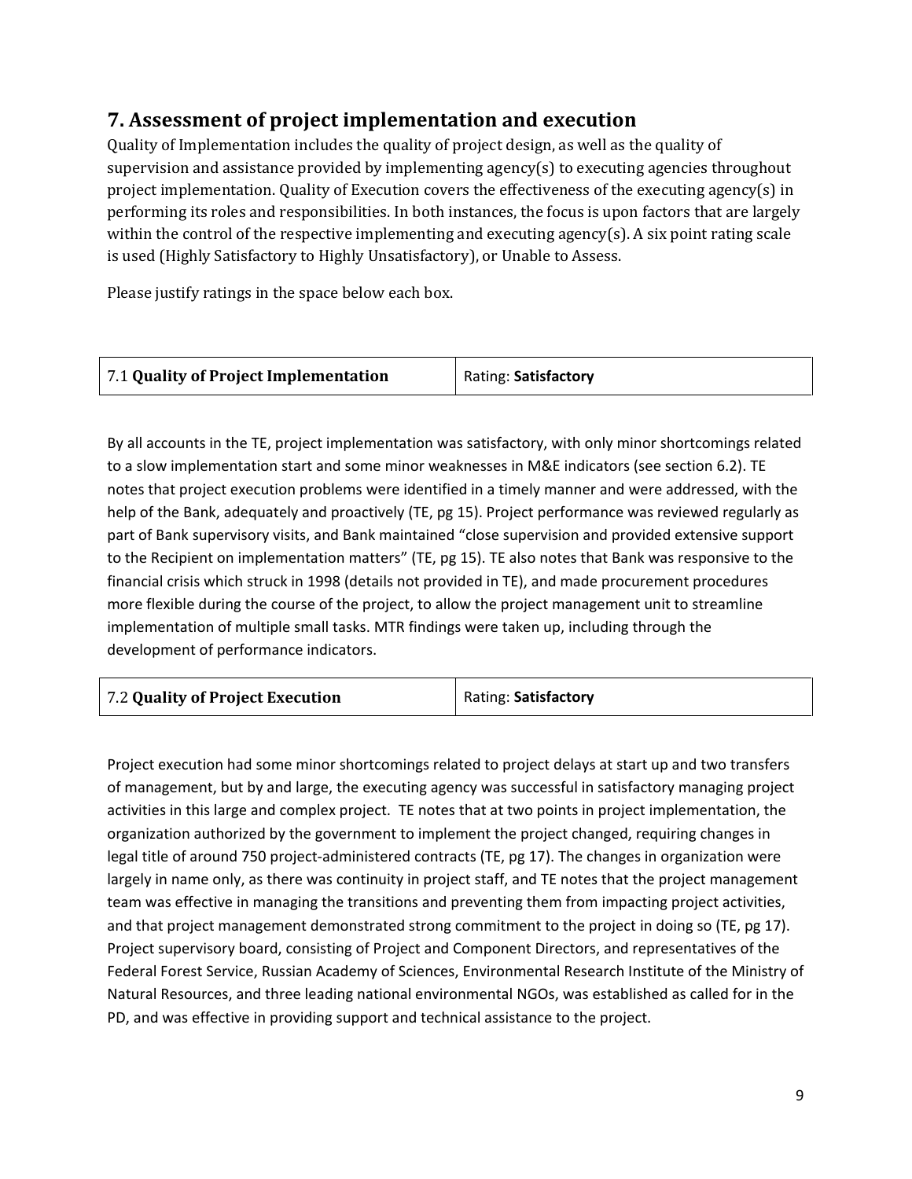## 7. Assessment of project implementation and execution

Quality of Implementation includes the quality of project design, as well as the quality of supervision and assistance provided by implementing agency(s) to executing agencies throughout project implementation. Quality of Execution covers the effectiveness of the executing agency(s) in performing its roles and responsibilities. In both instances, the focus is upon factors that are largely within the control of the respective implementing and executing agency(s). A six point rating scale is used (Highly Satisfactory to Highly Unsatisfactory), or Unable to Assess.

Please justify ratings in the space below each box.

| 7.1 **Quality of Project Implementation** | Rating: **Satisfactory** |
|---|---|

By all accounts in the TE, project implementation was satisfactory, with only minor shortcomings related to a slow implementation start and some minor weaknesses in M&E indicators (see section 6.2). TE notes that project execution problems were identified in a timely manner and were addressed, with the help of the Bank, adequately and proactively (TE, pg 15). Project performance was reviewed regularly as part of Bank supervisory visits, and Bank maintained "close supervision and provided extensive support to the Recipient on implementation matters" (TE, pg 15). TE also notes that Bank was responsive to the financial crisis which struck in 1998 (details not provided in TE), and made procurement procedures more flexible during the course of the project, to allow the project management unit to streamline implementation of multiple small tasks. MTR findings were taken up, including through the development of performance indicators.

| 7.2 **Quality of Project Execution** | Rating: **Satisfactory** |
|---|---|

Project execution had some minor shortcomings related to project delays at start up and two transfers of management, but by and large, the executing agency was successful in satisfactory managing project activities in this large and complex project. TE notes that at two points in project implementation, the organization authorized by the government to implement the project changed, requiring changes in legal title of around 750 project-administered contracts (TE, pg 17). The changes in organization were largely in name only, as there was continuity in project staff, and TE notes that the project management team was effective in managing the transitions and preventing them from impacting project activities, and that project management demonstrated strong commitment to the project in doing so (TE, pg 17). Project supervisory board, consisting of Project and Component Directors, and representatives of the Federal Forest Service, Russian Academy of Sciences, Environmental Research Institute of the Ministry of Natural Resources, and three leading national environmental NGOs, was established as called for in the PD, and was effective in providing support and technical assistance to the project.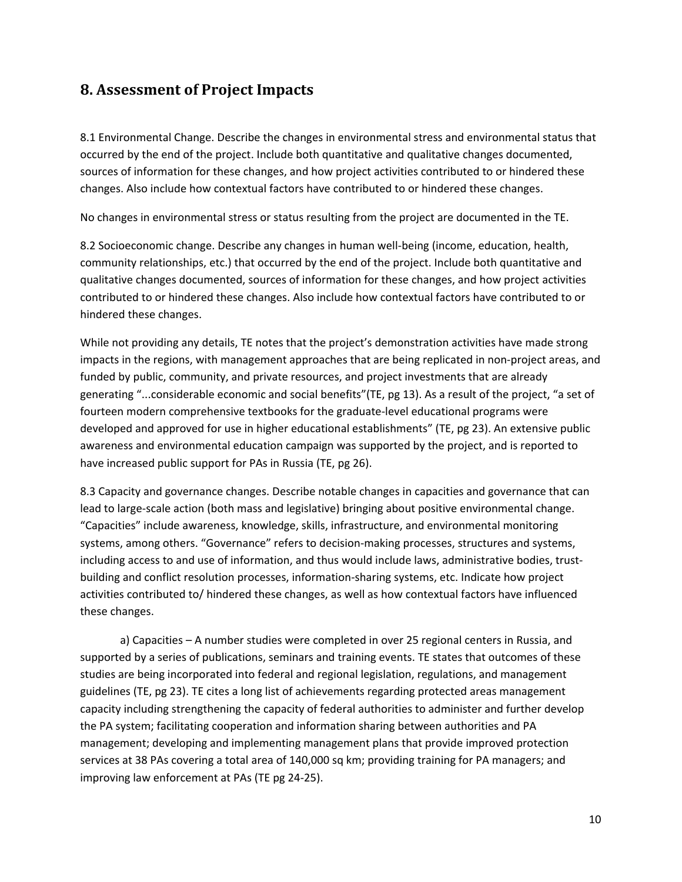## 8. Assessment of Project Impacts

8.1 Environmental Change. Describe the changes in environmental stress and environmental status that occurred by the end of the project. Include both quantitative and qualitative changes documented, sources of information for these changes, and how project activities contributed to or hindered these changes. Also include how contextual factors have contributed to or hindered these changes.

No changes in environmental stress or status resulting from the project are documented in the TE.

8.2 Socioeconomic change. Describe any changes in human well-being (income, education, health, community relationships, etc.) that occurred by the end of the project. Include both quantitative and qualitative changes documented, sources of information for these changes, and how project activities contributed to or hindered these changes. Also include how contextual factors have contributed to or hindered these changes.

While not providing any details, TE notes that the project's demonstration activities have made strong impacts in the regions, with management approaches that are being replicated in non-project areas, and funded by public, community, and private resources, and project investments that are already generating "...considerable economic and social benefits"(TE, pg 13). As a result of the project, "a set of fourteen modern comprehensive textbooks for the graduate-level educational programs were developed and approved for use in higher educational establishments" (TE, pg 23). An extensive public awareness and environmental education campaign was supported by the project, and is reported to have increased public support for PAs in Russia (TE, pg 26).

8.3 Capacity and governance changes. Describe notable changes in capacities and governance that can lead to large-scale action (both mass and legislative) bringing about positive environmental change. "Capacities" include awareness, knowledge, skills, infrastructure, and environmental monitoring systems, among others. "Governance" refers to decision-making processes, structures and systems, including access to and use of information, and thus would include laws, administrative bodies, trust-building and conflict resolution processes, information-sharing systems, etc. Indicate how project activities contributed to/ hindered these changes, as well as how contextual factors have influenced these changes.

a) Capacities – A number studies were completed in over 25 regional centers in Russia, and supported by a series of publications, seminars and training events. TE states that outcomes of these studies are being incorporated into federal and regional legislation, regulations, and management guidelines (TE, pg 23). TE cites a long list of achievements regarding protected areas management capacity including strengthening the capacity of federal authorities to administer and further develop the PA system; facilitating cooperation and information sharing between authorities and PA management; developing and implementing management plans that provide improved protection services at 38 PAs covering a total area of 140,000 sq km; providing training for PA managers; and improving law enforcement at PAs (TE pg 24-25).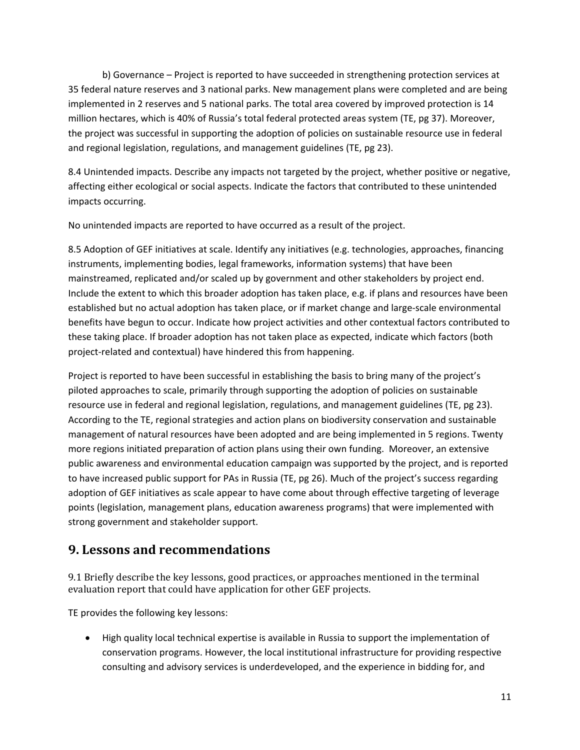b) Governance – Project is reported to have succeeded in strengthening protection services at 35 federal nature reserves and 3 national parks. New management plans were completed and are being implemented in 2 reserves and 5 national parks. The total area covered by improved protection is 14 million hectares, which is 40% of Russia's total federal protected areas system (TE, pg 37). Moreover, the project was successful in supporting the adoption of policies on sustainable resource use in federal and regional legislation, regulations, and management guidelines (TE, pg 23).

8.4 Unintended impacts. Describe any impacts not targeted by the project, whether positive or negative, affecting either ecological or social aspects. Indicate the factors that contributed to these unintended impacts occurring.

No unintended impacts are reported to have occurred as a result of the project.

8.5 Adoption of GEF initiatives at scale. Identify any initiatives (e.g. technologies, approaches, financing instruments, implementing bodies, legal frameworks, information systems) that have been mainstreamed, replicated and/or scaled up by government and other stakeholders by project end. Include the extent to which this broader adoption has taken place, e.g. if plans and resources have been established but no actual adoption has taken place, or if market change and large-scale environmental benefits have begun to occur. Indicate how project activities and other contextual factors contributed to these taking place. If broader adoption has not taken place as expected, indicate which factors (both project-related and contextual) have hindered this from happening.

Project is reported to have been successful in establishing the basis to bring many of the project's piloted approaches to scale, primarily through supporting the adoption of policies on sustainable resource use in federal and regional legislation, regulations, and management guidelines (TE, pg 23). According to the TE, regional strategies and action plans on biodiversity conservation and sustainable management of natural resources have been adopted and are being implemented in 5 regions. Twenty more regions initiated preparation of action plans using their own funding. Moreover, an extensive public awareness and environmental education campaign was supported by the project, and is reported to have increased public support for PAs in Russia (TE, pg 26). Much of the project's success regarding adoption of GEF initiatives as scale appear to have come about through effective targeting of leverage points (legislation, management plans, education awareness programs) that were implemented with strong government and stakeholder support.

## 9. Lessons and recommendations

9.1 Briefly describe the key lessons, good practices, or approaches mentioned in the terminal evaluation report that could have application for other GEF projects.

TE provides the following key lessons:

- High quality local technical expertise is available in Russia to support the implementation of conservation programs. However, the local institutional infrastructure for providing respective consulting and advisory services is underdeveloped, and the experience in bidding for, and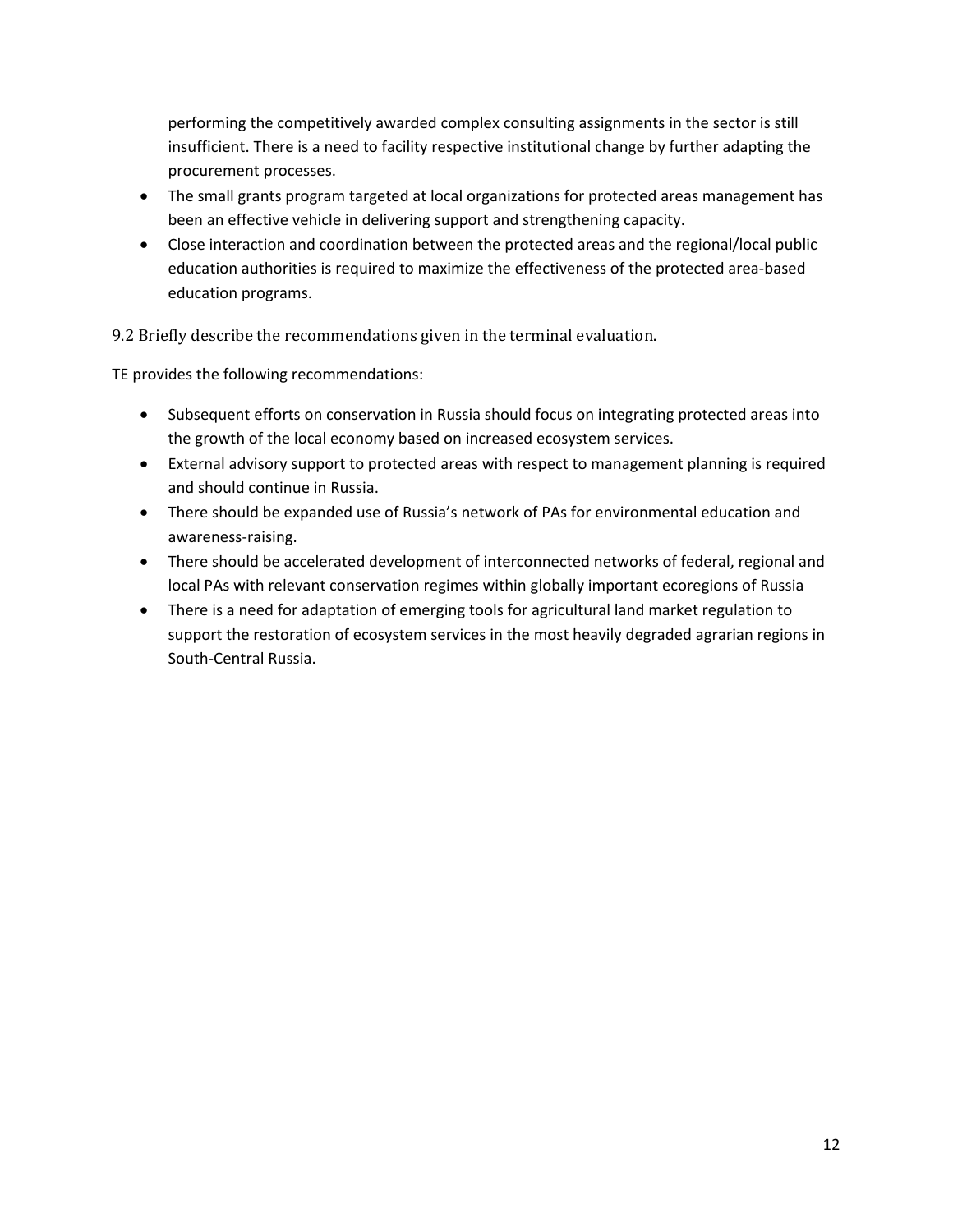performing the competitively awarded complex consulting assignments in the sector is still insufficient. There is a need to facility respective institutional change by further adapting the procurement processes.

- The small grants program targeted at local organizations for protected areas management has been an effective vehicle in delivering support and strengthening capacity.
- Close interaction and coordination between the protected areas and the regional/local public education authorities is required to maximize the effectiveness of the protected area-based education programs.

### 9.2 Briefly describe the recommendations given in the terminal evaluation.

TE provides the following recommendations:

- Subsequent efforts on conservation in Russia should focus on integrating protected areas into the growth of the local economy based on increased ecosystem services.
- External advisory support to protected areas with respect to management planning is required and should continue in Russia.
- There should be expanded use of Russia's network of PAs for environmental education and awareness-raising.
- There should be accelerated development of interconnected networks of federal, regional and local PAs with relevant conservation regimes within globally important ecoregions of Russia
- There is a need for adaptation of emerging tools for agricultural land market regulation to support the restoration of ecosystem services in the most heavily degraded agrarian regions in South-Central Russia.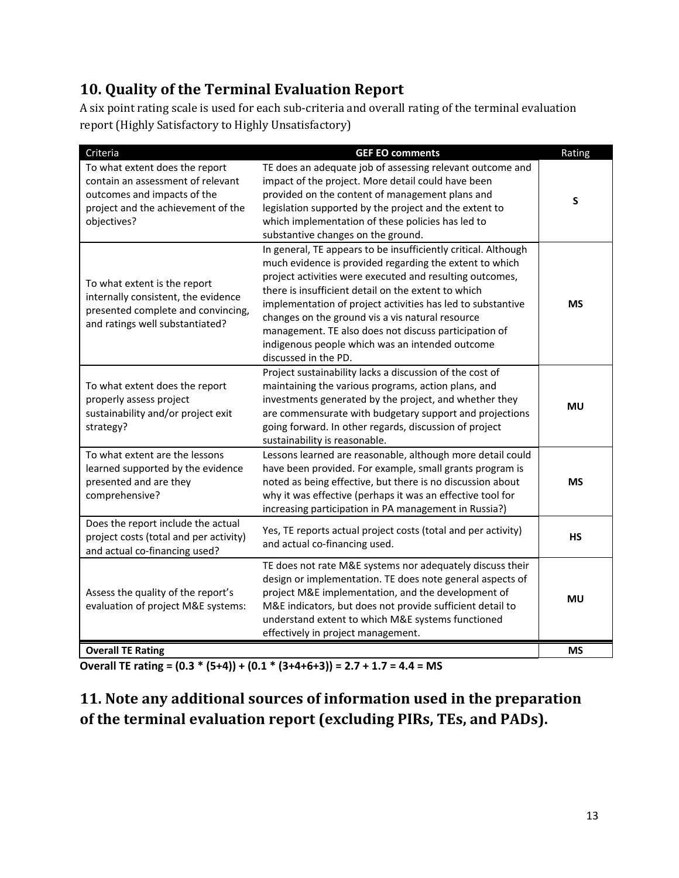## 10. Quality of the Terminal Evaluation Report

A six point rating scale is used for each sub-criteria and overall rating of the terminal evaluation report (Highly Satisfactory to Highly Unsatisfactory)

| Criteria | GEF EO comments | Rating |
|---|---|---|
| To what extent does the report contain an assessment of relevant outcomes and impacts of the project and the achievement of the objectives? | TE does an adequate job of assessing relevant outcome and impact of the project. More detail could have been provided on the content of management plans and legislation supported by the project and the extent to which implementation of these policies has led to substantive changes on the ground. | **S** |
| To what extent is the report internally consistent, the evidence presented complete and convincing, and ratings well substantiated? | In general, TE appears to be insufficiently critical. Although much evidence is provided regarding the extent to which project activities were executed and resulting outcomes, there is insufficient detail on the extent to which implementation of project activities has led to substantive changes on the ground vis a vis natural resource management. TE also does not discuss participation of indigenous people which was an intended outcome discussed in the PD. | **MS** |
| To what extent does the report properly assess project sustainability and/or project exit strategy? | Project sustainability lacks a discussion of the cost of maintaining the various programs, action plans, and investments generated by the project, and whether they are commensurate with budgetary support and projections going forward. In other regards, discussion of project sustainability is reasonable. | **MU** |
| To what extent are the lessons learned supported by the evidence presented and are they comprehensive? | Lessons learned are reasonable, although more detail could have been provided. For example, small grants program is noted as being effective, but there is no discussion about why it was effective (perhaps it was an effective tool for increasing participation in PA management in Russia?) | **MS** |
| Does the report include the actual project costs (total and per activity) and actual co-financing used? | Yes, TE reports actual project costs (total and per activity) and actual co-financing used. | **HS** |
| Assess the quality of the report's evaluation of project M&E systems: | TE does not rate M&E systems nor adequately discuss their design or implementation. TE does note general aspects of project M&E implementation, and the development of M&E indicators, but does not provide sufficient detail to understand extent to which M&E systems functioned effectively in project management. | **MU** |
| **Overall TE Rating** | | **MS** |

**Overall TE rating = (0.3 * (5+4)) + (0.1 * (3+4+6+3)) = 2.7 + 1.7 = 4.4 = MS**

## 11. Note any additional sources of information used in the preparation of the terminal evaluation report (excluding PIRs, TEs, and PADs).